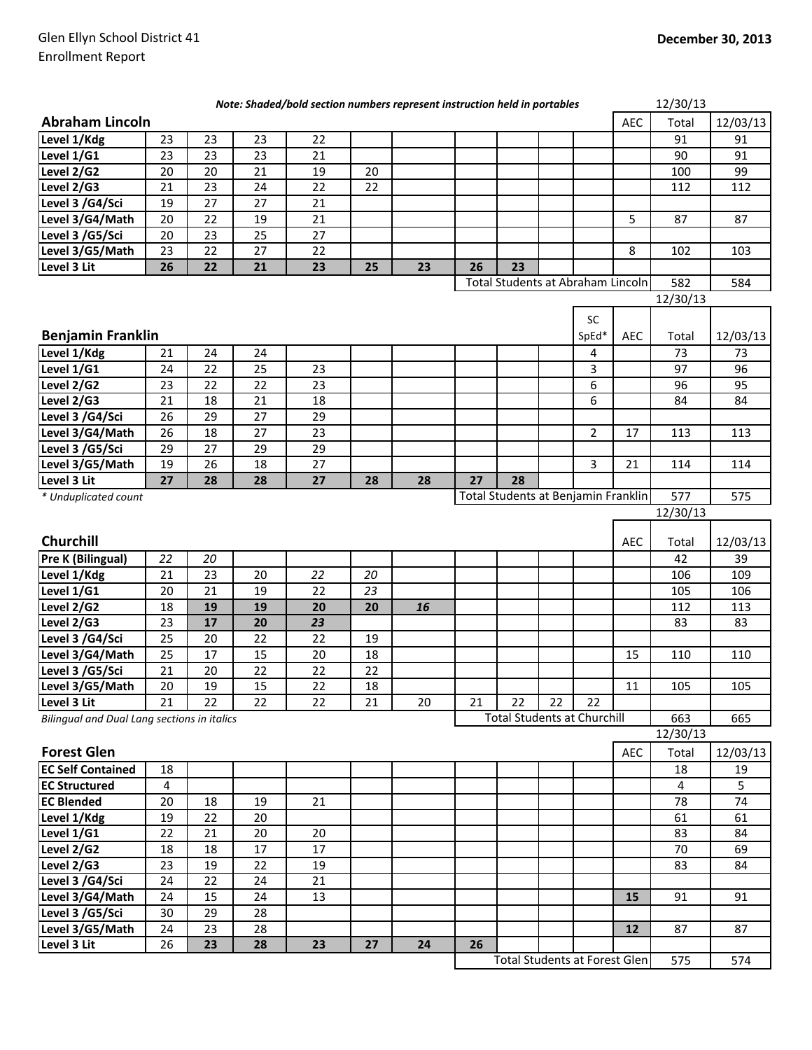Glen Ellyn School District 41
Enrollment Report

**December 30, 2013**

***Note: Shaded/bold section numbers represent instruction held in portables***

## Abraham Lincoln

| Abraham Lincoln | | | | | | | | | | | AEC | 12/30/13 Total | 12/03/13 |
|---|---|---|---|---|---|---|---|---|---|---|---|---|---|
| Level 1/Kdg | 23 | 23 | 23 | 22 | | | | | | | | 91 | 91 |
| Level 1/G1 | 23 | 23 | 23 | 21 | | | | | | | | 90 | 91 |
| Level 2/G2 | 20 | 20 | 21 | 19 | 20 | | | | | | | 100 | 99 |
| Level 2/G3 | 21 | 23 | 24 | 22 | 22 | | | | | | | 112 | 112 |
| Level 3 /G4/Sci | 19 | 27 | 27 | 21 | | | | | | | | | |
| Level 3/G4/Math | 20 | 22 | 19 | 21 | | | | | | | 5 | 87 | 87 |
| Level 3 /G5/Sci | 20 | 23 | 25 | 27 | | | | | | | | | |
| Level 3/G5/Math | 23 | 22 | 27 | 22 | | | | | | | 8 | 102 | 103 |
| Level 3 Lit | **26** | **22** | **21** | **23** | **25** | **23** | **26** | **23** | | | | | |
| | | | | | | | Total Students at Abraham Lincoln | | | | | 582 | 584 |

## Benjamin Franklin

| Benjamin Franklin | | | | | | | | | | SC SpEd* | AEC | 12/30/13 Total | 12/03/13 |
|---|---|---|---|---|---|---|---|---|---|---|---|---|---|
| Level 1/Kdg | 21 | 24 | 24 | | | | | | | 4 | | 73 | 73 |
| Level 1/G1 | 24 | 22 | 25 | 23 | | | | | | 3 | | 97 | 96 |
| Level 2/G2 | 23 | 22 | 22 | 23 | | | | | | 6 | | 96 | 95 |
| Level 2/G3 | 21 | 18 | 21 | 18 | | | | | | 6 | | 84 | 84 |
| Level 3 /G4/Sci | 26 | 29 | 27 | 29 | | | | | | | | | |
| Level 3/G4/Math | 26 | 18 | 27 | 23 | | | | | | 2 | 17 | 113 | 113 |
| Level 3 /G5/Sci | 29 | 27 | 29 | 29 | | | | | | | | | |
| Level 3/G5/Math | 19 | 26 | 18 | 27 | | | | | | 3 | 21 | 114 | 114 |
| Level 3 Lit | **27** | **28** | **28** | **27** | **28** | **28** | **27** | **28** | | | | | |
| | | | | | | | Total Students at Benjamin Franklin | | | | | 577 | 575 |

*\* Unduplicated count*

## Churchill

| Churchill | | | | | | | | | | | AEC | 12/30/13 Total | 12/03/13 |
|---|---|---|---|---|---|---|---|---|---|---|---|---|---|
| Pre K (Bilingual) | *22* | *20* | | | | | | | | | | 42 | 39 |
| Level 1/Kdg | 21 | 23 | 20 | *22* | *20* | | | | | | | 106 | 109 |
| Level 1/G1 | 20 | 21 | 19 | 22 | *23* | | | | | | | 105 | 106 |
| Level 2/G2 | 18 | **19** | **19** | **20** | **20** | ***16*** | | | | | | 112 | 113 |
| Level 2/G3 | 23 | **17** | **20** | ***23*** | | | | | | | | 83 | 83 |
| Level 3 /G4/Sci | 25 | 20 | 22 | 22 | 19 | | | | | | | | |
| Level 3/G4/Math | 25 | 17 | 15 | 20 | 18 | | | | | | 15 | 110 | 110 |
| Level 3 /G5/Sci | 21 | 20 | 22 | 22 | 22 | | | | | | | | |
| Level 3/G5/Math | 20 | 19 | 15 | 22 | 18 | | | | | | 11 | 105 | 105 |
| Level 3 Lit | 21 | 22 | 22 | 22 | 21 | 20 | 21 | 22 | 22 | 22 | | | |
| | | | | | | | Total Students at Churchill | | | | | 663 | 665 |

*Bilingual and Dual Lang sections in italics*

## Forest Glen

| Forest Glen | | | | | | | | | | | AEC | 12/30/13 Total | 12/03/13 |
|---|---|---|---|---|---|---|---|---|---|---|---|---|---|
| EC Self Contained | 18 | | | | | | | | | | | 18 | 19 |
| EC Structured | 4 | | | | | | | | | | | 4 | 5 |
| EC Blended | 20 | 18 | 19 | 21 | | | | | | | | 78 | 74 |
| Level 1/Kdg | 19 | 22 | 20 | | | | | | | | | 61 | 61 |
| Level 1/G1 | 22 | 21 | 20 | 20 | | | | | | | | 83 | 84 |
| Level 2/G2 | 18 | 18 | 17 | 17 | | | | | | | | 70 | 69 |
| Level 2/G3 | 23 | 19 | 22 | 19 | | | | | | | | 83 | 84 |
| Level 3 /G4/Sci | 24 | 22 | 24 | 21 | | | | | | | | | |
| Level 3/G4/Math | 24 | 15 | 24 | 13 | | | | | | | **15** | 91 | 91 |
| Level 3 /G5/Sci | 30 | 29 | 28 | | | | | | | | | | |
| Level 3/G5/Math | 24 | 23 | 28 | | | | | | | | **12** | 87 | 87 |
| Level 3 Lit | 26 | **23** | **28** | **23** | **27** | **24** | **26** | | | | | | |
| | | | | | | | Total Students at Forest Glen | | | | | 575 | 574 |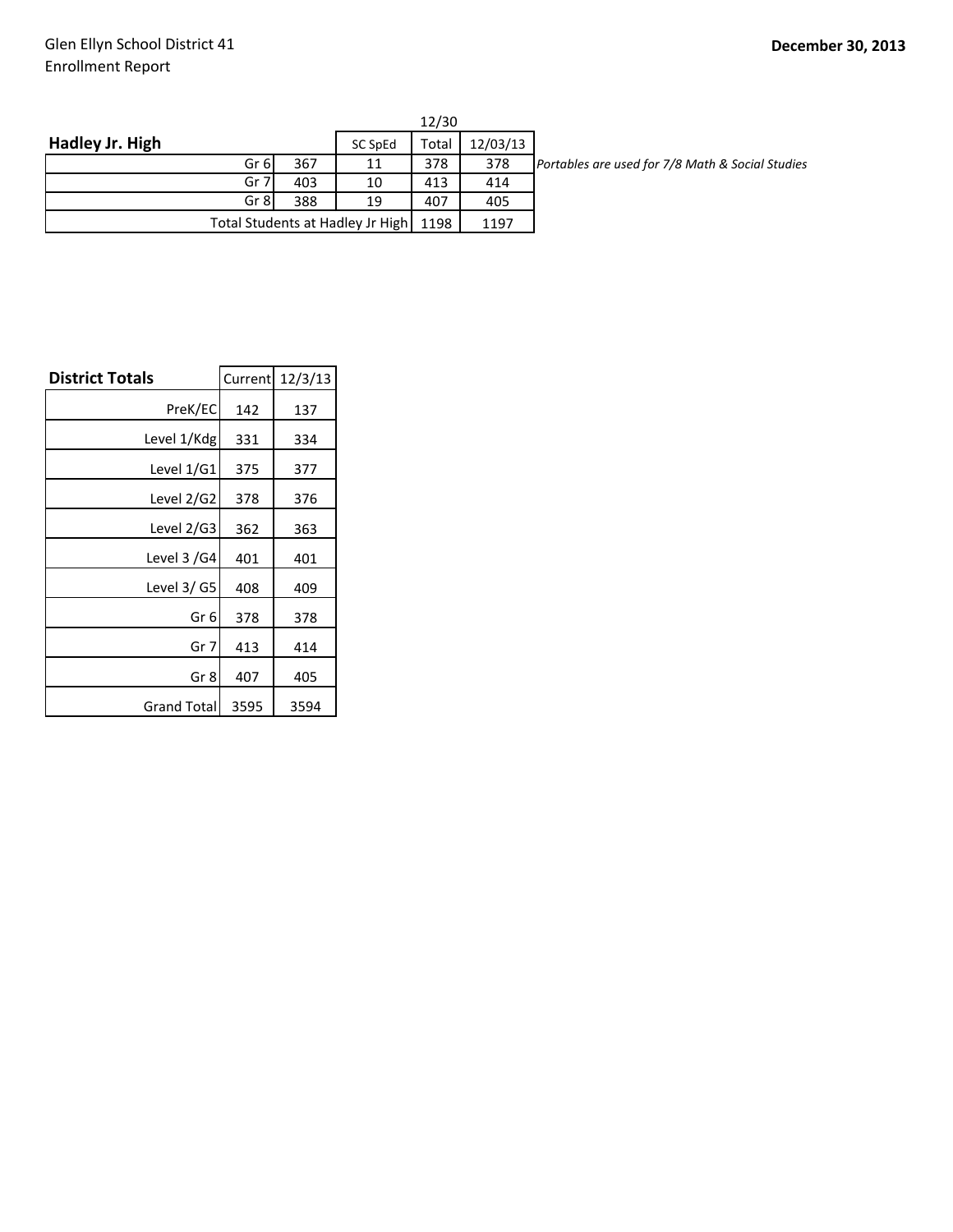Glen Ellyn School District 41
Enrollment Report

**December 30, 2013**

| Hadley Jr. High | | SC SpEd | 12/30 Total | 12/03/13 |
|---|---|---|---|---|
| Gr 6 | 367 | 11 | 378 | 378 |
| Gr 7 | 403 | 10 | 413 | 414 |
| Gr 8 | 388 | 19 | 407 | 405 |
| Total Students at Hadley Jr High | | | 1198 | 1197 |

*Portables are used for 7/8 Math & Social Studies*

| District Totals | Current | 12/3/13 |
|---|---|---|
| PreK/EC | 142 | 137 |
| Level 1/Kdg | 331 | 334 |
| Level 1/G1 | 375 | 377 |
| Level 2/G2 | 378 | 376 |
| Level 2/G3 | 362 | 363 |
| Level 3 /G4 | 401 | 401 |
| Level 3/ G5 | 408 | 409 |
| Gr 6 | 378 | 378 |
| Gr 7 | 413 | 414 |
| Gr 8 | 407 | 405 |
| Grand Total | 3595 | 3594 |